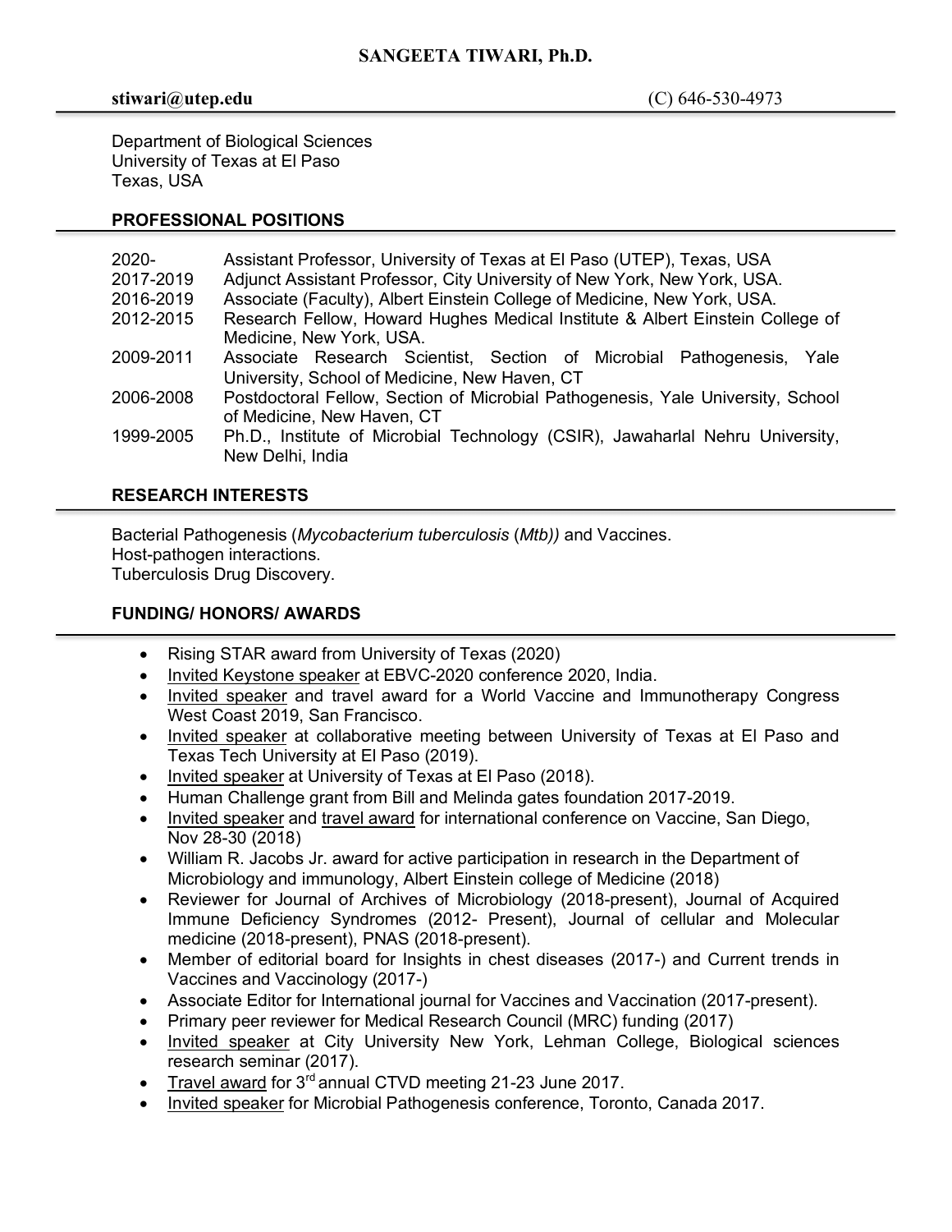# SANGEETA TIWARI, Ph.D.

**stiwari@utep.edu** (C) 646-530-4973

Department of Biological Sciences
University of Texas at El Paso
Texas, USA

## PROFESSIONAL POSITIONS

| | |
|---|---|
| 2020- | Assistant Professor, University of Texas at El Paso (UTEP), Texas, USA |
| 2017-2019 | Adjunct Assistant Professor, City University of New York, New York, USA. |
| 2016-2019 | Associate (Faculty), Albert Einstein College of Medicine, New York, USA. |
| 2012-2015 | Research Fellow, Howard Hughes Medical Institute & Albert Einstein College of Medicine, New York, USA. |
| 2009-2011 | Associate Research Scientist, Section of Microbial Pathogenesis, Yale University, School of Medicine, New Haven, CT |
| 2006-2008 | Postdoctoral Fellow, Section of Microbial Pathogenesis, Yale University, School of Medicine, New Haven, CT |
| 1999-2005 | Ph.D., Institute of Microbial Technology (CSIR), Jawaharlal Nehru University, New Delhi, India |

## RESEARCH INTERESTS

Bacterial Pathogenesis (*Mycobacterium tuberculosis* (*Mtb*)) and Vaccines.
Host-pathogen interactions.
Tuberculosis Drug Discovery.

## FUNDING/ HONORS/ AWARDS

- Rising STAR award from University of Texas (2020)
- Invited Keystone speaker at EBVC-2020 conference 2020, India.
- Invited speaker and travel award for a World Vaccine and Immunotherapy Congress West Coast 2019, San Francisco.
- Invited speaker at collaborative meeting between University of Texas at El Paso and Texas Tech University at El Paso (2019).
- Invited speaker at University of Texas at El Paso (2018).
- Human Challenge grant from Bill and Melinda gates foundation 2017-2019.
- Invited speaker and travel award for international conference on Vaccine, San Diego, Nov 28-30 (2018)
- William R. Jacobs Jr. award for active participation in research in the Department of Microbiology and immunology, Albert Einstein college of Medicine (2018)
- Reviewer for Journal of Archives of Microbiology (2018-present), Journal of Acquired Immune Deficiency Syndromes (2012- Present), Journal of cellular and Molecular medicine (2018-present), PNAS (2018-present).
- Member of editorial board for Insights in chest diseases (2017-) and Current trends in Vaccines and Vaccinology (2017-)
- Associate Editor for International journal for Vaccines and Vaccination (2017-present).
- Primary peer reviewer for Medical Research Council (MRC) funding (2017)
- Invited speaker at City University New York, Lehman College, Biological sciences research seminar (2017).
- Travel award for 3rd annual CTVD meeting 21-23 June 2017.
- Invited speaker for Microbial Pathogenesis conference, Toronto, Canada 2017.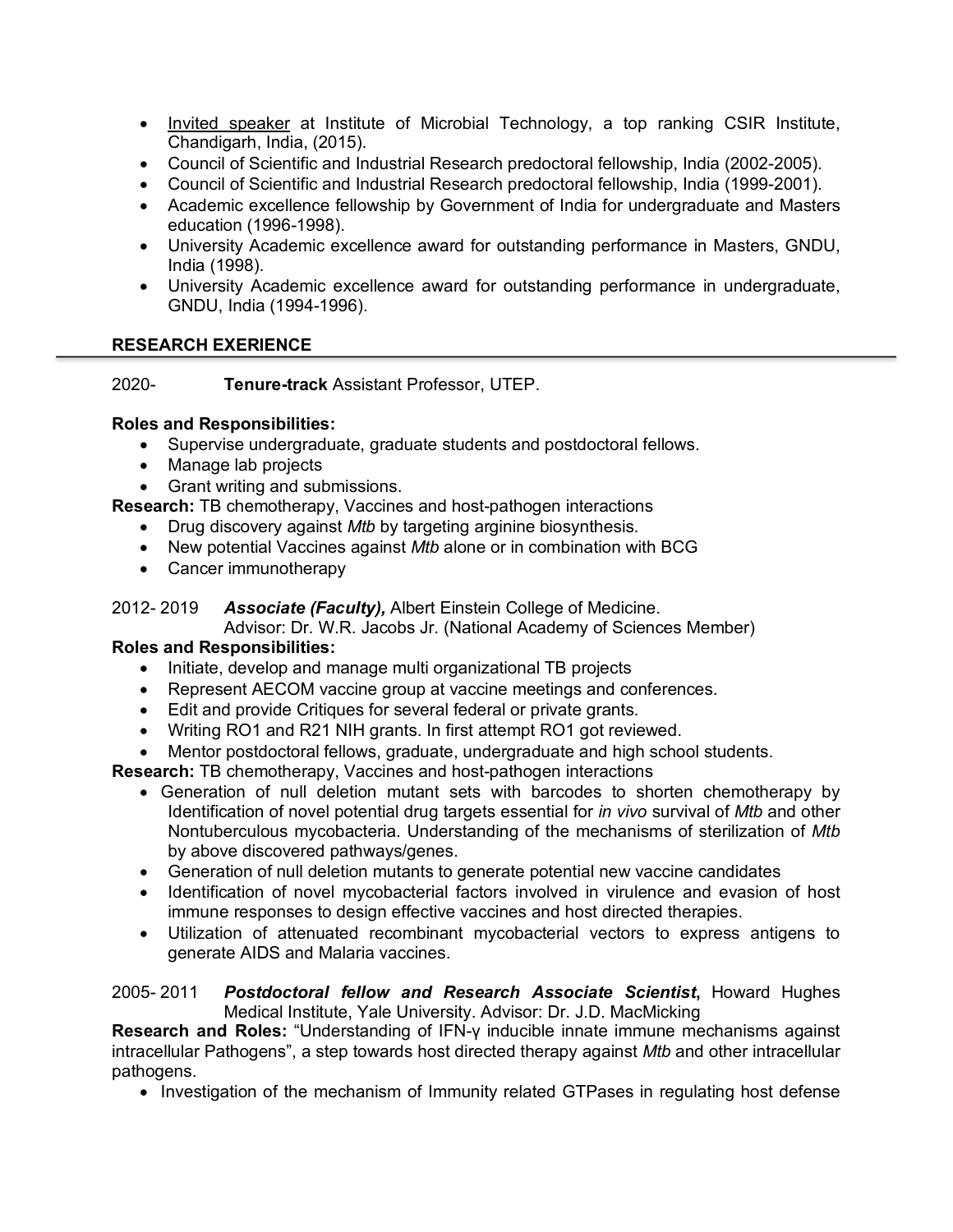- Invited speaker at Institute of Microbial Technology, a top ranking CSIR Institute, Chandigarh, India, (2015).
- Council of Scientific and Industrial Research predoctoral fellowship, India (2002-2005).
- Council of Scientific and Industrial Research predoctoral fellowship, India (1999-2001).
- Academic excellence fellowship by Government of India for undergraduate and Masters education (1996-1998).
- University Academic excellence award for outstanding performance in Masters, GNDU, India (1998).
- University Academic excellence award for outstanding performance in undergraduate, GNDU, India (1994-1996).

## RESEARCH EXERIENCE

2020- **Tenure-track** Assistant Professor, UTEP.

**Roles and Responsibilities:**
- Supervise undergraduate, graduate students and postdoctoral fellows.
- Manage lab projects
- Grant writing and submissions.

**Research:** TB chemotherapy, Vaccines and host-pathogen interactions
- Drug discovery against *Mtb* by targeting arginine biosynthesis.
- New potential Vaccines against *Mtb* alone or in combination with BCG
- Cancer immunotherapy

2012- 2019 ***Associate (Faculty),*** Albert Einstein College of Medicine.
Advisor: Dr. W.R. Jacobs Jr. (National Academy of Sciences Member)

**Roles and Responsibilities:**
- Initiate, develop and manage multi organizational TB projects
- Represent AECOM vaccine group at vaccine meetings and conferences.
- Edit and provide Critiques for several federal or private grants.
- Writing RO1 and R21 NIH grants. In first attempt RO1 got reviewed.
- Mentor postdoctoral fellows, graduate, undergraduate and high school students.

**Research:** TB chemotherapy, Vaccines and host-pathogen interactions
- Generation of null deletion mutant sets with barcodes to shorten chemotherapy by Identification of novel potential drug targets essential for *in vivo* survival of *Mtb* and other Nontuberculous mycobacteria. Understanding of the mechanisms of sterilization of *Mtb* by above discovered pathways/genes.
- Generation of null deletion mutants to generate potential new vaccine candidates
- Identification of novel mycobacterial factors involved in virulence and evasion of host immune responses to design effective vaccines and host directed therapies.
- Utilization of attenuated recombinant mycobacterial vectors to express antigens to generate AIDS and Malaria vaccines.

2005- 2011 ***Postdoctoral fellow and Research Associate Scientist*****,** Howard Hughes Medical Institute, Yale University. Advisor: Dr. J.D. MacMicking

**Research and Roles:** "Understanding of IFN-γ inducible innate immune mechanisms against intracellular Pathogens", a step towards host directed therapy against *Mtb* and other intracellular pathogens.
- Investigation of the mechanism of Immunity related GTPases in regulating host defense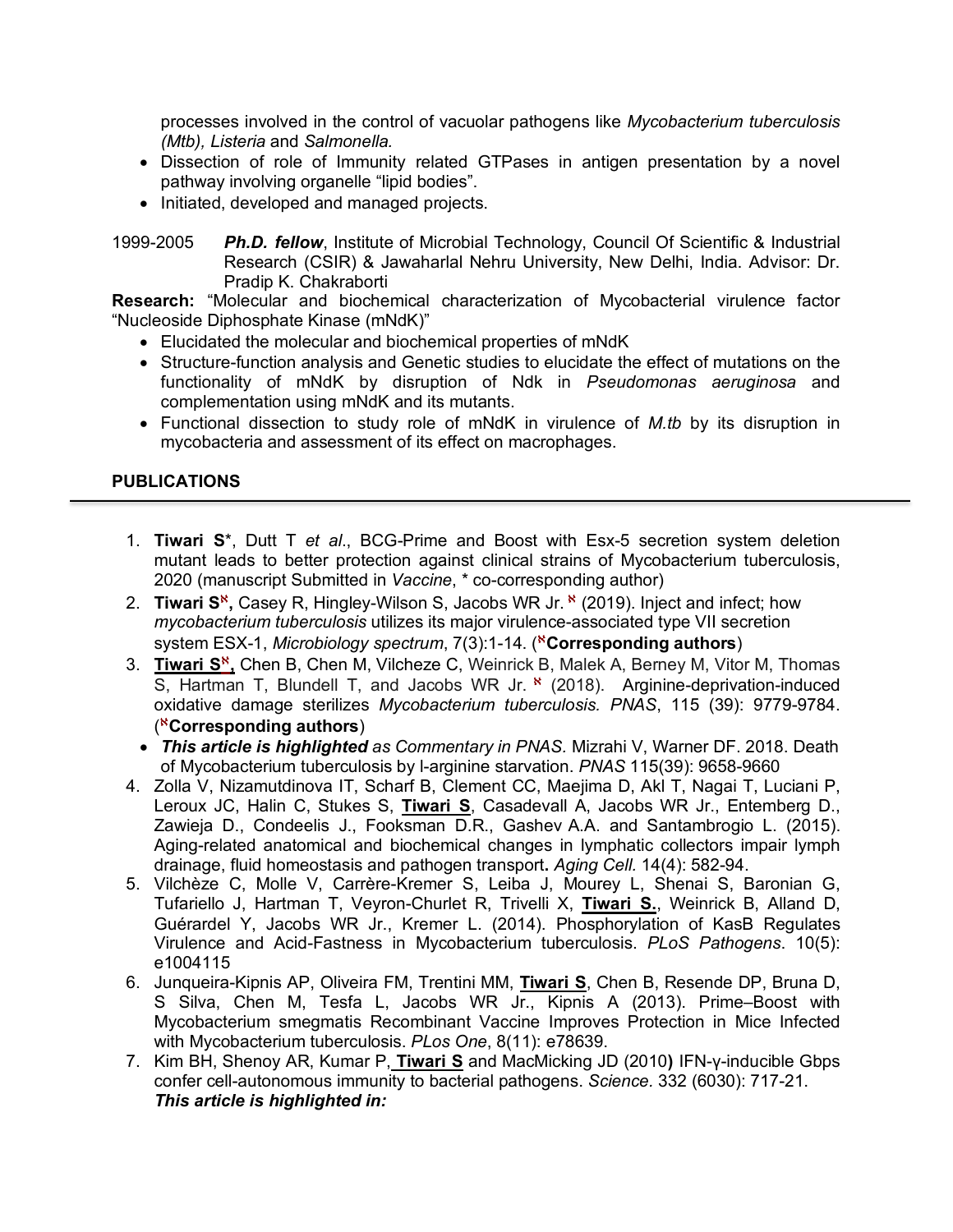processes involved in the control of vacuolar pathogens like *Mycobacterium tuberculosis (Mtb), Listeria* and *Salmonella.*

- Dissection of role of Immunity related GTPases in antigen presentation by a novel pathway involving organelle "lipid bodies".
- Initiated, developed and managed projects.

1999-2005 ***Ph.D. fellow***, Institute of Microbial Technology, Council Of Scientific & Industrial Research (CSIR) & Jawaharlal Nehru University, New Delhi, India. Advisor: Dr. Pradip K. Chakraborti

**Research:** "Molecular and biochemical characterization of Mycobacterial virulence factor "Nucleoside Diphosphate Kinase (mNdK)"

- Elucidated the molecular and biochemical properties of mNdK
- Structure-function analysis and Genetic studies to elucidate the effect of mutations on the functionality of mNdK by disruption of Ndk in *Pseudomonas aeruginosa* and complementation using mNdK and its mutants.
- Functional dissection to study role of mNdK in virulence of *M.tb* by its disruption in mycobacteria and assessment of its effect on macrophages.

## PUBLICATIONS

1. **Tiwari S**\*, Dutt T *et al*., BCG-Prime and Boost with Esx-5 secretion system deletion mutant leads to better protection against clinical strains of Mycobacterium tuberculosis, 2020 (manuscript Submitted in *Vaccine*, * co-corresponding author)
2. **Tiwari S**ℵ**,** Casey R, Hingley-Wilson S, Jacobs WR Jr. ℵ (2019). Inject and infect; how *mycobacterium tuberculosis* utilizes its major virulence-associated type VII secretion system ESX-1, *Microbiology spectrum*, 7(3):1-14. (ℵ**Corresponding authors**)
3. **Tiwari S**ℵ**,** Chen B, Chen M, Vilcheze C, Weinrick B, Malek A, Berney M, Vitor M, Thomas S, Hartman T, Blundell T, and Jacobs WR Jr. ℵ (2018). Arginine-deprivation-induced oxidative damage sterilizes *Mycobacterium tuberculosis. PNAS*, 115 (39): 9779-9784. (ℵ**Corresponding authors**)
   - ***This article is highlighted*** *as Commentary in PNAS.* Mizrahi V, Warner DF. 2018. Death of Mycobacterium tuberculosis by l-arginine starvation. *PNAS* 115(39): 9658-9660
4. Zolla V, Nizamutdinova IT, Scharf B, Clement CC, Maejima D, Akl T, Nagai T, Luciani P, Leroux JC, Halin C, Stukes S, **Tiwari S**, Casadevall A, Jacobs WR Jr., Entenberg D., Zawieja D., Condeelis J., Fooksman D.R., Gashev A.A. and Santambrogio L. (2015). Aging-related anatomical and biochemical changes in lymphatic collectors impair lymph drainage, fluid homeostasis and pathogen transport**.** *Aging Cell.* 14(4): 582-94.
5. Vilchèze C, Molle V, Carrère-Kremer S, Leiba J, Mourey L, Shenai S, Baronian G, Tufariello J, Hartman T, Veyron-Churlet R, Trivelli X, **Tiwari S.**, Weinrick B, Alland D, Guérardel Y, Jacobs WR Jr., Kremer L. (2014). Phosphorylation of KasB Regulates Virulence and Acid-Fastness in Mycobacterium tuberculosis. *PLoS Pathogens*. 10(5): e1004115
6. Junqueira-Kipnis AP, Oliveira FM, Trentini MM, **Tiwari S**, Chen B, Resende DP, Bruna D, S Silva, Chen M, Tesfa L, Jacobs WR Jr., Kipnis A (2013). Prime–Boost with Mycobacterium smegmatis Recombinant Vaccine Improves Protection in Mice Infected with Mycobacterium tuberculosis. *PLos One*, 8(11): e78639.
7. Kim BH, Shenoy AR, Kumar P, **Tiwari S** and MacMicking JD (2010**)** IFN-γ-inducible Gbps confer cell-autonomous immunity to bacterial pathogens. *Science.* 332 (6030): 717-21. ***This article is highlighted in:***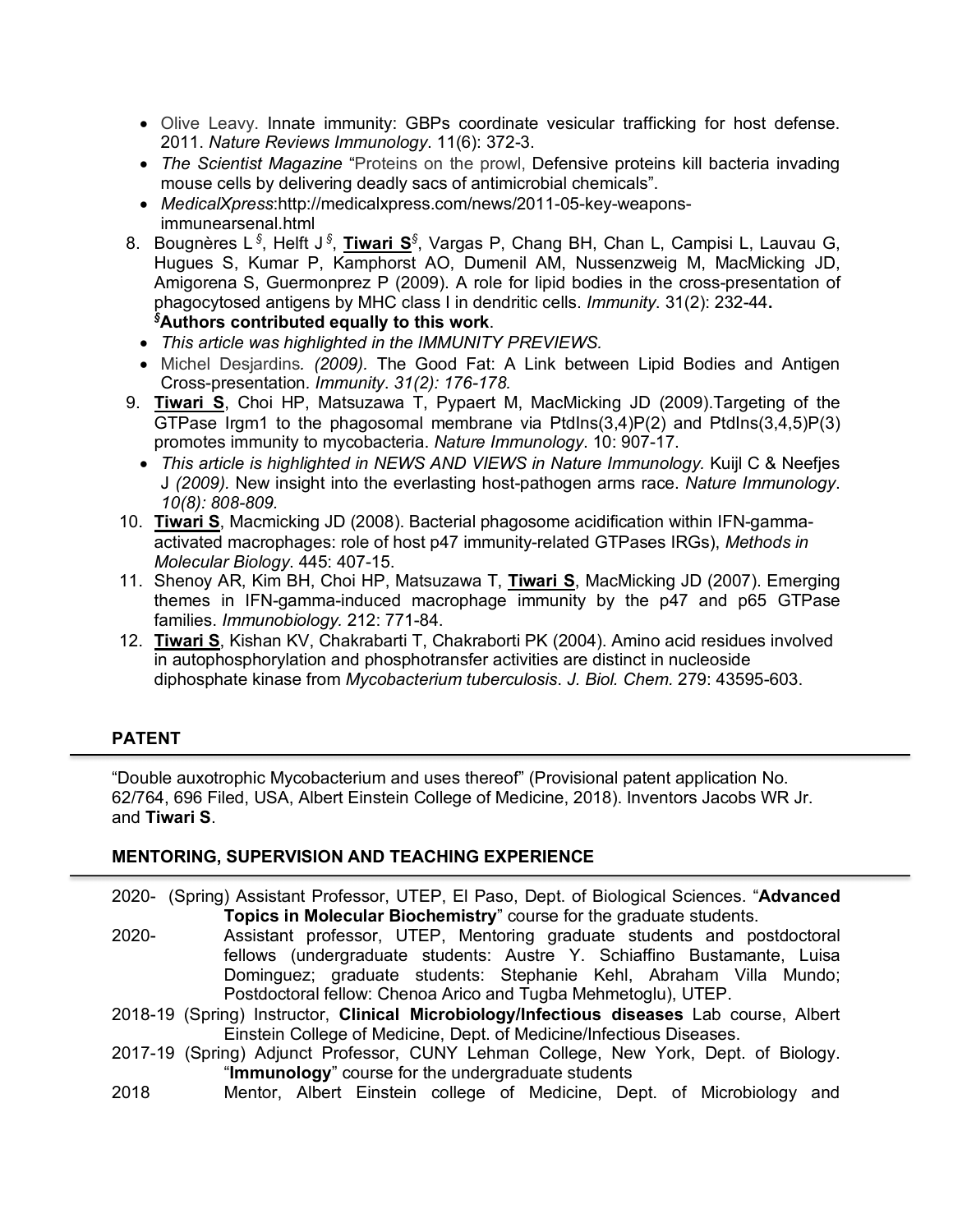- Olive Leavy. Innate immunity: GBPs coordinate vesicular trafficking for host defense. 2011. *Nature Reviews Immunology*. 11(6): 372-3.
- *The Scientist Magazine* "Proteins on the prowl, Defensive proteins kill bacteria invading mouse cells by delivering deadly sacs of antimicrobial chemicals".
- *MedicalXpress*:http://medicalxpress.com/news/2011-05-key-weapons-immunearsenal.html

8. Bougnères L[§], Helft J[§], **Tiwari S**[§], Vargas P, Chang BH, Chan L, Campisi L, Lauvau G, Hugues S, Kumar P, Kamphorst AO, Dumenil AM, Nussenzweig M, MacMicking JD, Amigorena S, Guermonprez P (2009). A role for lipid bodies in the cross-presentation of phagocytosed antigens by MHC class I in dendritic cells. *Immunity*. 31(2): 232-44. **[§]Authors contributed equally to this work**.
   - *This article was highlighted in the IMMUNITY PREVIEWS.*
   - Michel Desjardins. *(2009).* The Good Fat: A Link between Lipid Bodies and Antigen Cross-presentation. *Immunity*. *31(2): 176-178.*
9. **Tiwari S**, Choi HP, Matsuzawa T, Pypaert M, MacMicking JD (2009).Targeting of the GTPase Irgm1 to the phagosomal membrane via PtdIns(3,4)P(2) and PtdIns(3,4,5)P(3) promotes immunity to mycobacteria. *Nature Immunology*. 10: 907-17.
   - *This article is highlighted in NEWS AND VIEWS in Nature Immunology.* Kuijl C & Neefjes J *(2009).* New insight into the everlasting host-pathogen arms race. *Nature Immunology*. *10(8): 808-809.*
10. **Tiwari S**, Macmicking JD (2008). Bacterial phagosome acidification within IFN-gamma-activated macrophages: role of host p47 immunity-related GTPases IRGs), *Methods in Molecular Biology*. 445: 407-15.
11. Shenoy AR, Kim BH, Choi HP, Matsuzawa T, **Tiwari S**, MacMicking JD (2007). Emerging themes in IFN-gamma-induced macrophage immunity by the p47 and p65 GTPase families. *Immunobiology.* 212: 771-84.
12. **Tiwari S**, Kishan KV, Chakrabarti T, Chakraborti PK (2004). Amino acid residues involved in autophosphorylation and phosphotransfer activities are distinct in nucleoside diphosphate kinase from *Mycobacterium tuberculosis*. *J. Biol. Chem.* 279: 43595-603.

## PATENT

"Double auxotrophic Mycobacterium and uses thereof" (Provisional patent application No. 62/764, 696 Filed, USA, Albert Einstein College of Medicine, 2018). Inventors Jacobs WR Jr. and **Tiwari S**.

## MENTORING, SUPERVISION AND TEACHING EXPERIENCE

2020- (Spring) Assistant Professor, UTEP, El Paso, Dept. of Biological Sciences. "**Advanced Topics in Molecular Biochemistry**" course for the graduate students.

2020- Assistant professor, UTEP, Mentoring graduate students and postdoctoral fellows (undergraduate students: Austre Y. Schiaffino Bustamante, Luisa Dominguez; graduate students: Stephanie Kehl, Abraham Villa Mundo; Postdoctoral fellow: Chenoa Arico and Tugba Mehmetoglu), UTEP.

2018-19 (Spring) Instructor, **Clinical Microbiology/Infectious diseases** Lab course, Albert Einstein College of Medicine, Dept. of Medicine/Infectious Diseases.

2017-19 (Spring) Adjunct Professor, CUNY Lehman College, New York, Dept. of Biology. "**Immunology**" course for the undergraduate students

2018 Mentor, Albert Einstein college of Medicine, Dept. of Microbiology and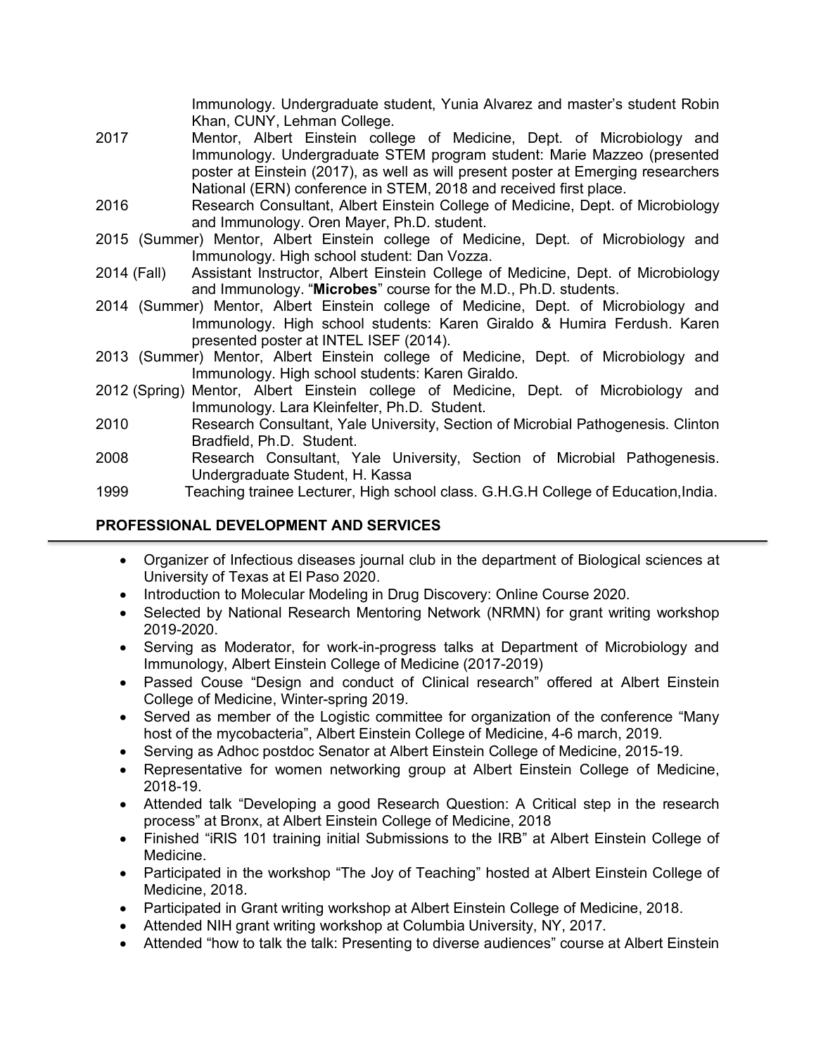Immunology. Undergraduate student, Yunia Alvarez and master's student Robin Khan, CUNY, Lehman College.

2017 Mentor, Albert Einstein college of Medicine, Dept. of Microbiology and Immunology. Undergraduate STEM program student: Marie Mazzeo (presented poster at Einstein (2017), as well as will present poster at Emerging researchers National (ERN) conference in STEM, 2018 and received first place.

2016 Research Consultant, Albert Einstein College of Medicine, Dept. of Microbiology and Immunology. Oren Mayer, Ph.D. student.

2015 (Summer) Mentor, Albert Einstein college of Medicine, Dept. of Microbiology and Immunology. High school student: Dan Vozza.

2014 (Fall) Assistant Instructor, Albert Einstein College of Medicine, Dept. of Microbiology and Immunology. "**Microbes**" course for the M.D., Ph.D. students.

2014 (Summer) Mentor, Albert Einstein college of Medicine, Dept. of Microbiology and Immunology. High school students: Karen Giraldo & Humira Ferdush. Karen presented poster at INTEL ISEF (2014).

2013 (Summer) Mentor, Albert Einstein college of Medicine, Dept. of Microbiology and Immunology. High school students: Karen Giraldo.

2012 (Spring) Mentor, Albert Einstein college of Medicine, Dept. of Microbiology and Immunology. Lara Kleinfelter, Ph.D. Student.

2010 Research Consultant, Yale University, Section of Microbial Pathogenesis. Clinton Bradfield, Ph.D. Student.

2008 Research Consultant, Yale University, Section of Microbial Pathogenesis. Undergraduate Student, H. Kassa

1999 Teaching trainee Lecturer, High school class. G.H.G.H College of Education,India.

## PROFESSIONAL DEVELOPMENT AND SERVICES

- Organizer of Infectious diseases journal club in the department of Biological sciences at University of Texas at El Paso 2020.
- Introduction to Molecular Modeling in Drug Discovery: Online Course 2020.
- Selected by National Research Mentoring Network (NRMN) for grant writing workshop 2019-2020.
- Serving as Moderator, for work-in-progress talks at Department of Microbiology and Immunology, Albert Einstein College of Medicine (2017-2019)
- Passed Couse "Design and conduct of Clinical research" offered at Albert Einstein College of Medicine, Winter-spring 2019.
- Served as member of the Logistic committee for organization of the conference "Many host of the mycobacteria", Albert Einstein College of Medicine, 4-6 march, 2019.
- Serving as Adhoc postdoc Senator at Albert Einstein College of Medicine, 2015-19.
- Representative for women networking group at Albert Einstein College of Medicine, 2018-19.
- Attended talk "Developing a good Research Question: A Critical step in the research process" at Bronx, at Albert Einstein College of Medicine, 2018
- Finished "iRIS 101 training initial Submissions to the IRB" at Albert Einstein College of Medicine.
- Participated in the workshop "The Joy of Teaching" hosted at Albert Einstein College of Medicine, 2018.
- Participated in Grant writing workshop at Albert Einstein College of Medicine, 2018.
- Attended NIH grant writing workshop at Columbia University, NY, 2017.
- Attended "how to talk the talk: Presenting to diverse audiences" course at Albert Einstein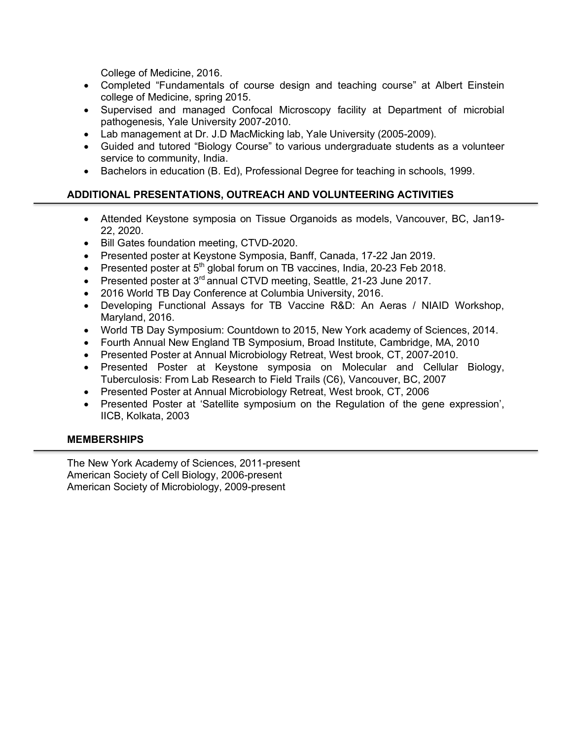College of Medicine, 2016.

- Completed “Fundamentals of course design and teaching course” at Albert Einstein college of Medicine, spring 2015.
- Supervised and managed Confocal Microscopy facility at Department of microbial pathogenesis, Yale University 2007-2010.
- Lab management at Dr. J.D MacMicking lab, Yale University (2005-2009).
- Guided and tutored “Biology Course” to various undergraduate students as a volunteer service to community, India.
- Bachelors in education (B. Ed), Professional Degree for teaching in schools, 1999.

## ADDITIONAL PRESENTATIONS, OUTREACH AND VOLUNTEERING ACTIVITIES

- Attended Keystone symposia on Tissue Organoids as models, Vancouver, BC, Jan19-22, 2020.
- Bill Gates foundation meeting, CTVD-2020.
- Presented poster at Keystone Symposia, Banff, Canada, 17-22 Jan 2019.
- Presented poster at 5th global forum on TB vaccines, India, 20-23 Feb 2018.
- Presented poster at 3rd annual CTVD meeting, Seattle, 21-23 June 2017.
- 2016 World TB Day Conference at Columbia University, 2016.
- Developing Functional Assays for TB Vaccine R&D: An Aeras / NIAID Workshop, Maryland, 2016.
- World TB Day Symposium: Countdown to 2015, New York academy of Sciences, 2014.
- Fourth Annual New England TB Symposium, Broad Institute, Cambridge, MA, 2010
- Presented Poster at Annual Microbiology Retreat, West brook, CT, 2007-2010.
- Presented Poster at Keystone symposia on Molecular and Cellular Biology, Tuberculosis: From Lab Research to Field Trails (C6), Vancouver, BC, 2007
- Presented Poster at Annual Microbiology Retreat, West brook, CT, 2006
- Presented Poster at ‘Satellite symposium on the Regulation of the gene expression’, IICB, Kolkata, 2003

## MEMBERSHIPS

The New York Academy of Sciences, 2011-present
American Society of Cell Biology, 2006-present
American Society of Microbiology, 2009-present